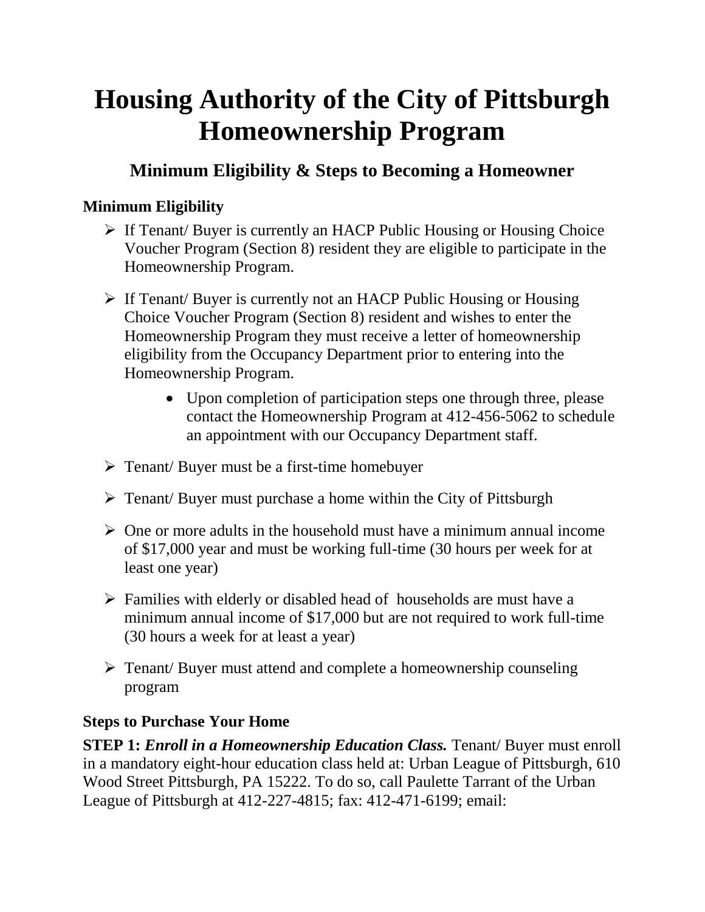# Housing Authority of the City of Pittsburgh Homeownership Program

## Minimum Eligibility & Steps to Becoming a Homeowner

### Minimum Eligibility

- If Tenant/ Buyer is currently an HACP Public Housing or Housing Choice Voucher Program (Section 8) resident they are eligible to participate in the Homeownership Program.
- If Tenant/ Buyer is currently not an HACP Public Housing or Housing Choice Voucher Program (Section 8) resident and wishes to enter the Homeownership Program they must receive a letter of homeownership eligibility from the Occupancy Department prior to entering into the Homeownership Program.
    - Upon completion of participation steps one through three, please contact the Homeownership Program at 412-456-5062 to schedule an appointment with our Occupancy Department staff.
- Tenant/ Buyer must be a first-time homebuyer
- Tenant/ Buyer must purchase a home within the City of Pittsburgh
- One or more adults in the household must have a minimum annual income of $17,000 year and must be working full-time (30 hours per week for at least one year)
- Families with elderly or disabled head of households are must have a minimum annual income of $17,000 but are not required to work full-time (30 hours a week for at least a year)
- Tenant/ Buyer must attend and complete a homeownership counseling program

### Steps to Purchase Your Home

**STEP 1:** ***Enroll in a Homeownership Education Class.*** Tenant/ Buyer must enroll in a mandatory eight-hour education class held at: Urban League of Pittsburgh, 610 Wood Street Pittsburgh, PA 15222. To do so, call Paulette Tarrant of the Urban League of Pittsburgh at 412-227-4815; fax: 412-471-6199; email: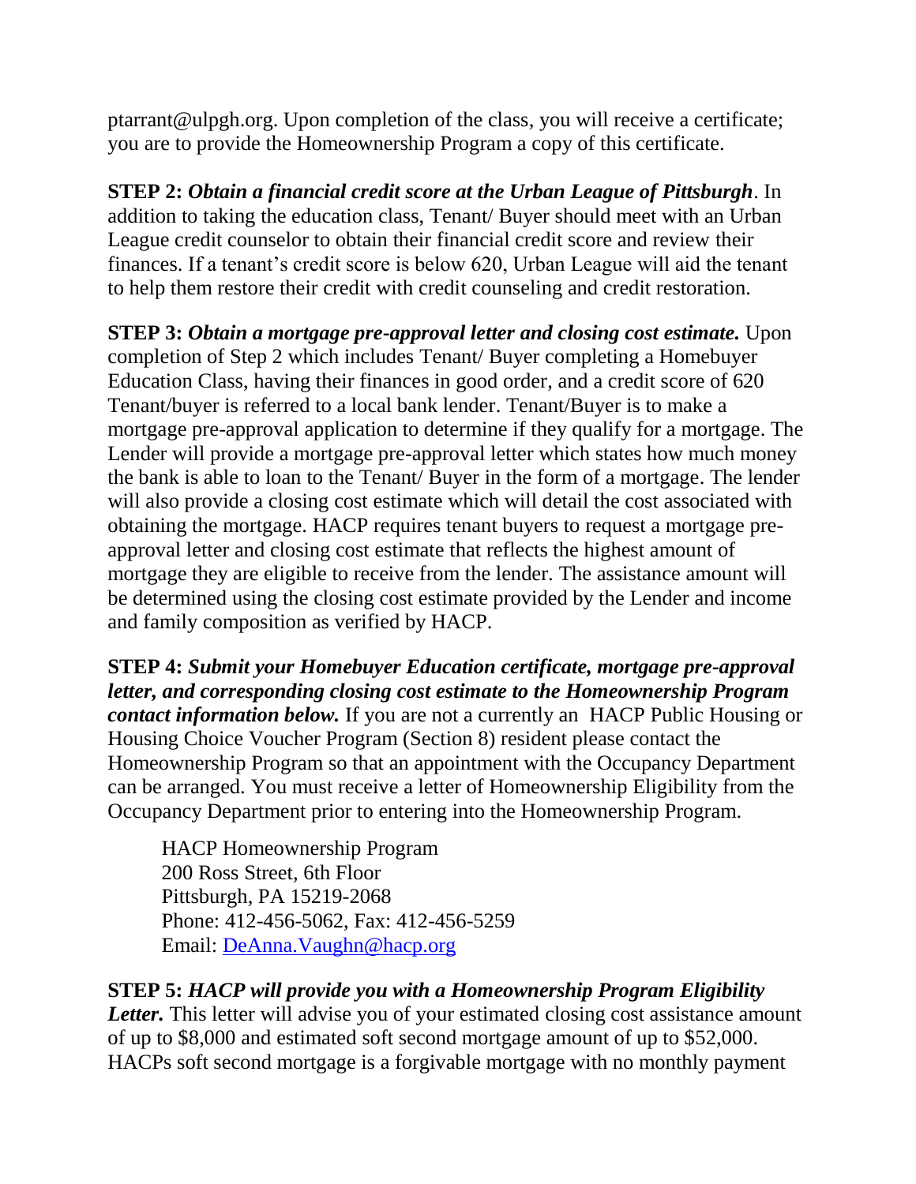ptarrant@ulpgh.org. Upon completion of the class, you will receive a certificate; you are to provide the Homeownership Program a copy of this certificate.

**STEP 2:** ***Obtain a financial credit score at the Urban League of Pittsburgh***. In addition to taking the education class, Tenant/ Buyer should meet with an Urban League credit counselor to obtain their financial credit score and review their finances. If a tenant's credit score is below 620, Urban League will aid the tenant to help them restore their credit with credit counseling and credit restoration.

**STEP 3:** ***Obtain a mortgage pre-approval letter and closing cost estimate.*** Upon completion of Step 2 which includes Tenant/ Buyer completing a Homebuyer Education Class, having their finances in good order, and a credit score of 620 Tenant/buyer is referred to a local bank lender. Tenant/Buyer is to make a mortgage pre-approval application to determine if they qualify for a mortgage. The Lender will provide a mortgage pre-approval letter which states how much money the bank is able to loan to the Tenant/ Buyer in the form of a mortgage. The lender will also provide a closing cost estimate which will detail the cost associated with obtaining the mortgage. HACP requires tenant buyers to request a mortgage pre-approval letter and closing cost estimate that reflects the highest amount of mortgage they are eligible to receive from the lender. The assistance amount will be determined using the closing cost estimate provided by the Lender and income and family composition as verified by HACP.

**STEP 4:** ***Submit your Homebuyer Education certificate, mortgage pre-approval letter, and corresponding closing cost estimate to the Homeownership Program contact information below.*** If you are not a currently an HACP Public Housing or Housing Choice Voucher Program (Section 8) resident please contact the Homeownership Program so that an appointment with the Occupancy Department can be arranged. You must receive a letter of Homeownership Eligibility from the Occupancy Department prior to entering into the Homeownership Program.

> HACP Homeownership Program
> 200 Ross Street, 6th Floor
> Pittsburgh, PA 15219-2068
> Phone: 412-456-5062, Fax: 412-456-5259
> Email: [DeAnna.Vaughn@hacp.org](mailto:DeAnna.Vaughn@hacp.org)

**STEP 5:** ***HACP will provide you with a Homeownership Program Eligibility Letter.*** This letter will advise you of your estimated closing cost assistance amount of up to $8,000 and estimated soft second mortgage amount of up to $52,000. HACPs soft second mortgage is a forgivable mortgage with no monthly payment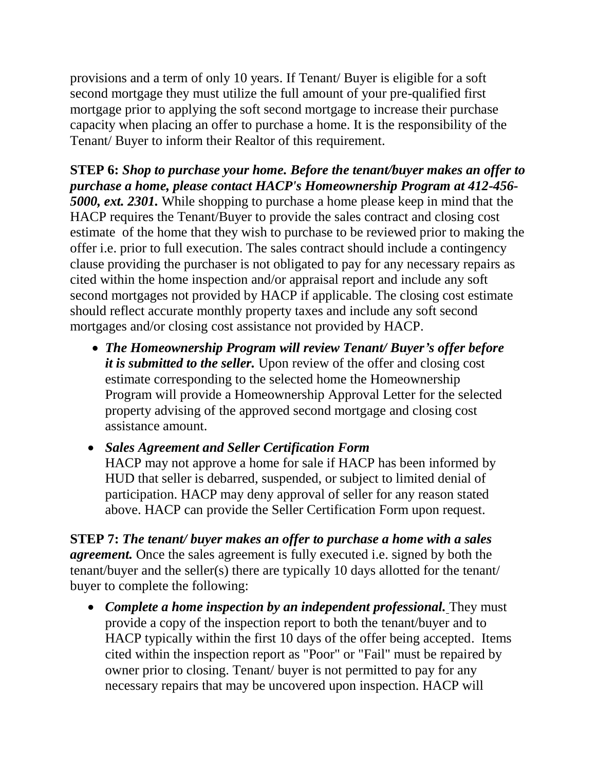provisions and a term of only 10 years. If Tenant/ Buyer is eligible for a soft second mortgage they must utilize the full amount of your pre-qualified first mortgage prior to applying the soft second mortgage to increase their purchase capacity when placing an offer to purchase a home. It is the responsibility of the Tenant/ Buyer to inform their Realtor of this requirement.

**STEP 6:** ***Shop to purchase your home. Before the tenant/buyer makes an offer to purchase a home, please contact HACP's Homeownership Program at 412-456-5000, ext. 2301.*** While shopping to purchase a home please keep in mind that the HACP requires the Tenant/Buyer to provide the sales contract and closing cost estimate of the home that they wish to purchase to be reviewed prior to making the offer i.e. prior to full execution. The sales contract should include a contingency clause providing the purchaser is not obligated to pay for any necessary repairs as cited within the home inspection and/or appraisal report and include any soft second mortgages not provided by HACP if applicable. The closing cost estimate should reflect accurate monthly property taxes and include any soft second mortgages and/or closing cost assistance not provided by HACP.

- ***The Homeownership Program will review Tenant/ Buyer's offer before it is submitted to the seller.*** Upon review of the offer and closing cost estimate corresponding to the selected home the Homeownership Program will provide a Homeownership Approval Letter for the selected property advising of the approved second mortgage and closing cost assistance amount.
- ***Sales Agreement and Seller Certification Form***
  HACP may not approve a home for sale if HACP has been informed by HUD that seller is debarred, suspended, or subject to limited denial of participation. HACP may deny approval of seller for any reason stated above. HACP can provide the Seller Certification Form upon request.

**STEP 7:** ***The tenant/ buyer makes an offer to purchase a home with a sales agreement.*** Once the sales agreement is fully executed i.e. signed by both the tenant/buyer and the seller(s) there are typically 10 days allotted for the tenant/ buyer to complete the following:

- ***Complete a home inspection by an independent professional.*** They must provide a copy of the inspection report to both the tenant/buyer and to HACP typically within the first 10 days of the offer being accepted. Items cited within the inspection report as "Poor" or "Fail" must be repaired by owner prior to closing. Tenant/ buyer is not permitted to pay for any necessary repairs that may be uncovered upon inspection. HACP will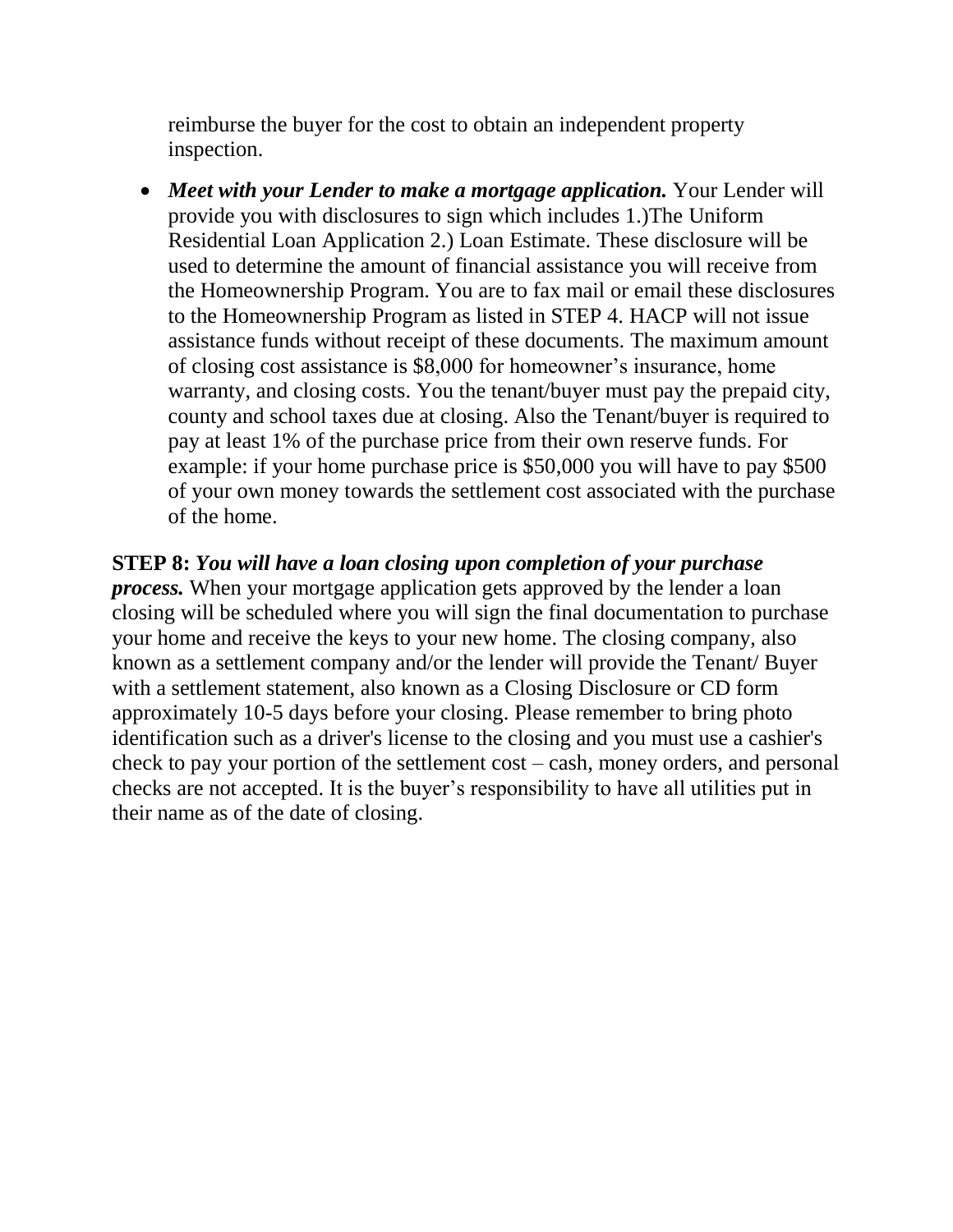reimburse the buyer for the cost to obtain an independent property inspection.

- ***Meet with your Lender to make a mortgage application.*** Your Lender will provide you with disclosures to sign which includes 1.)The Uniform Residential Loan Application 2.) Loan Estimate. These disclosure will be used to determine the amount of financial assistance you will receive from the Homeownership Program. You are to fax mail or email these disclosures to the Homeownership Program as listed in STEP 4. HACP will not issue assistance funds without receipt of these documents. The maximum amount of closing cost assistance is $8,000 for homeowner's insurance, home warranty, and closing costs. You the tenant/buyer must pay the prepaid city, county and school taxes due at closing. Also the Tenant/buyer is required to pay at least 1% of the purchase price from their own reserve funds. For example: if your home purchase price is $50,000 you will have to pay $500 of your own money towards the settlement cost associated with the purchase of the home.

**STEP 8:** ***You will have a loan closing upon completion of your purchase process.*** When your mortgage application gets approved by the lender a loan closing will be scheduled where you will sign the final documentation to purchase your home and receive the keys to your new home. The closing company, also known as a settlement company and/or the lender will provide the Tenant/ Buyer with a settlement statement, also known as a Closing Disclosure or CD form approximately 10-5 days before your closing. Please remember to bring photo identification such as a driver's license to the closing and you must use a cashier's check to pay your portion of the settlement cost – cash, money orders, and personal checks are not accepted. It is the buyer's responsibility to have all utilities put in their name as of the date of closing.